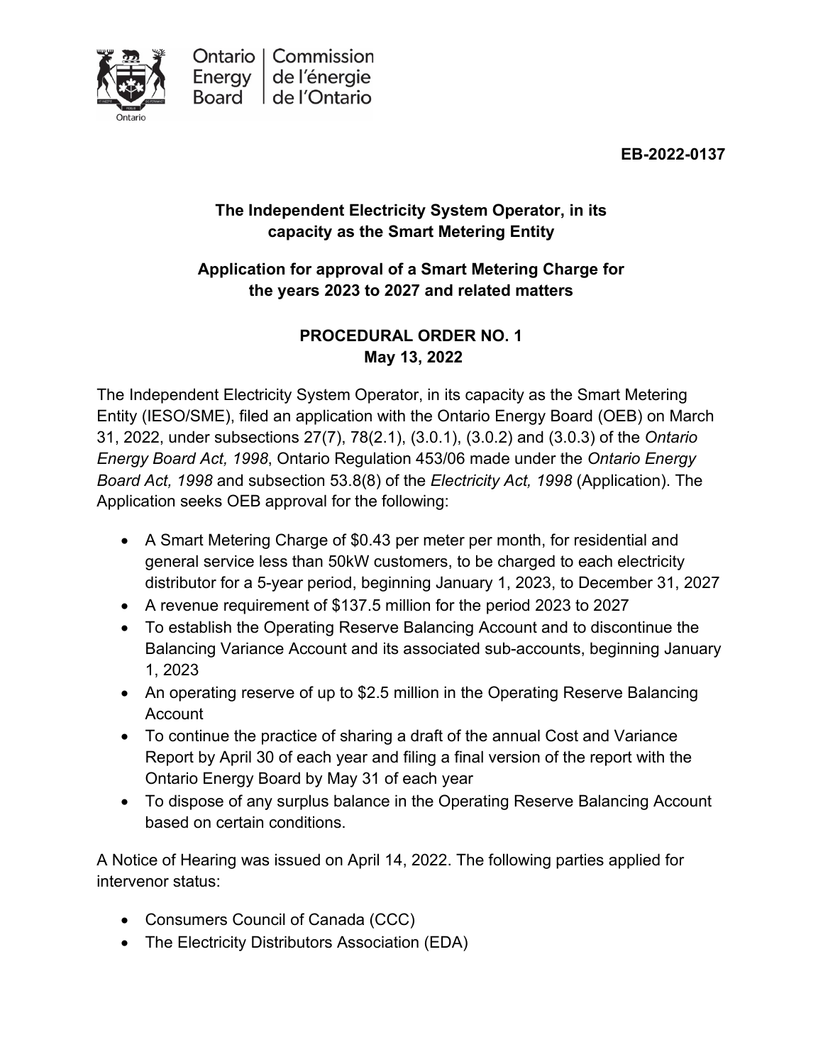Ontario Energy Board | Commission de l'énergie de l'Ontario

**EB-2022-0137**

**The Independent Electricity System Operator, in its capacity as the Smart Metering Entity**

**Application for approval of a Smart Metering Charge for the years 2023 to 2027 and related matters**

**PROCEDURAL ORDER NO. 1**
**May 13, 2022**

The Independent Electricity System Operator, in its capacity as the Smart Metering Entity (IESO/SME), filed an application with the Ontario Energy Board (OEB) on March 31, 2022, under subsections 27(7), 78(2.1), (3.0.1), (3.0.2) and (3.0.3) of the *Ontario Energy Board Act, 1998*, Ontario Regulation 453/06 made under the *Ontario Energy Board Act, 1998* and subsection 53.8(8) of the *Electricity Act, 1998* (Application). The Application seeks OEB approval for the following:

- A Smart Metering Charge of $0.43 per meter per month, for residential and general service less than 50kW customers, to be charged to each electricity distributor for a 5-year period, beginning January 1, 2023, to December 31, 2027
- A revenue requirement of $137.5 million for the period 2023 to 2027
- To establish the Operating Reserve Balancing Account and to discontinue the Balancing Variance Account and its associated sub-accounts, beginning January 1, 2023
- An operating reserve of up to $2.5 million in the Operating Reserve Balancing Account
- To continue the practice of sharing a draft of the annual Cost and Variance Report by April 30 of each year and filing a final version of the report with the Ontario Energy Board by May 31 of each year
- To dispose of any surplus balance in the Operating Reserve Balancing Account based on certain conditions.

A Notice of Hearing was issued on April 14, 2022. The following parties applied for intervenor status:

- Consumers Council of Canada (CCC)
- The Electricity Distributors Association (EDA)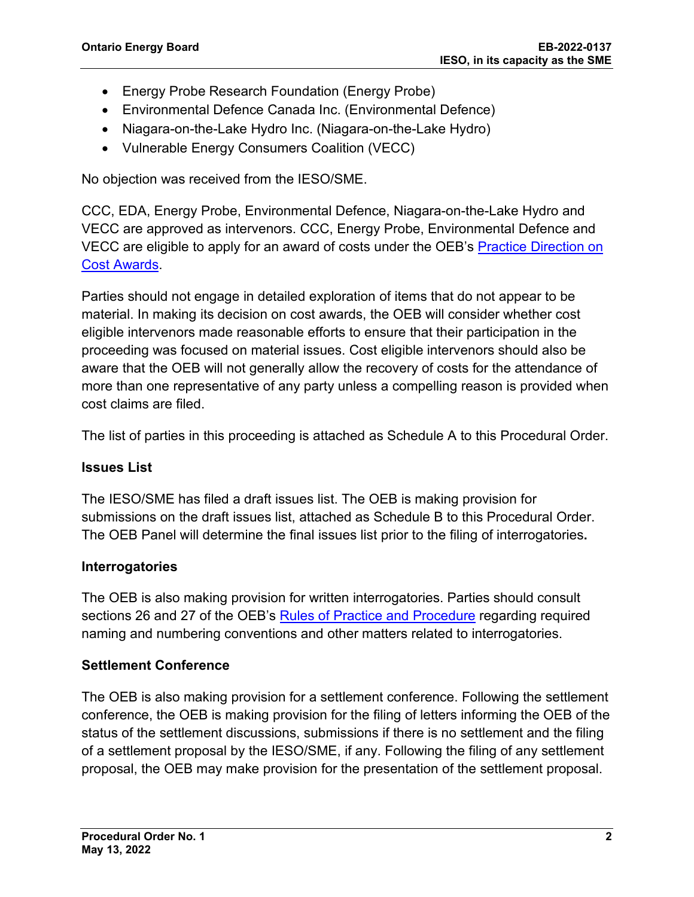- Energy Probe Research Foundation (Energy Probe)
- Environmental Defence Canada Inc. (Environmental Defence)
- Niagara-on-the-Lake Hydro Inc. (Niagara-on-the-Lake Hydro)
- Vulnerable Energy Consumers Coalition (VECC)

No objection was received from the IESO/SME.

CCC, EDA, Energy Probe, Environmental Defence, Niagara-on-the-Lake Hydro and VECC are approved as intervenors. CCC, Energy Probe, Environmental Defence and VECC are eligible to apply for an award of costs under the OEB's Practice Direction on Cost Awards.

Parties should not engage in detailed exploration of items that do not appear to be material. In making its decision on cost awards, the OEB will consider whether cost eligible intervenors made reasonable efforts to ensure that their participation in the proceeding was focused on material issues. Cost eligible intervenors should also be aware that the OEB will not generally allow the recovery of costs for the attendance of more than one representative of any party unless a compelling reason is provided when cost claims are filed.

The list of parties in this proceeding is attached as Schedule A to this Procedural Order.

### Issues List

The IESO/SME has filed a draft issues list. The OEB is making provision for submissions on the draft issues list, attached as Schedule B to this Procedural Order. The OEB Panel will determine the final issues list prior to the filing of interrogatories**.**

### Interrogatories

The OEB is also making provision for written interrogatories. Parties should consult sections 26 and 27 of the OEB's Rules of Practice and Procedure regarding required naming and numbering conventions and other matters related to interrogatories.

### Settlement Conference

The OEB is also making provision for a settlement conference. Following the settlement conference, the OEB is making provision for the filing of letters informing the OEB of the status of the settlement discussions, submissions if there is no settlement and the filing of a settlement proposal by the IESO/SME, if any. Following the filing of any settlement proposal, the OEB may make provision for the presentation of the settlement proposal.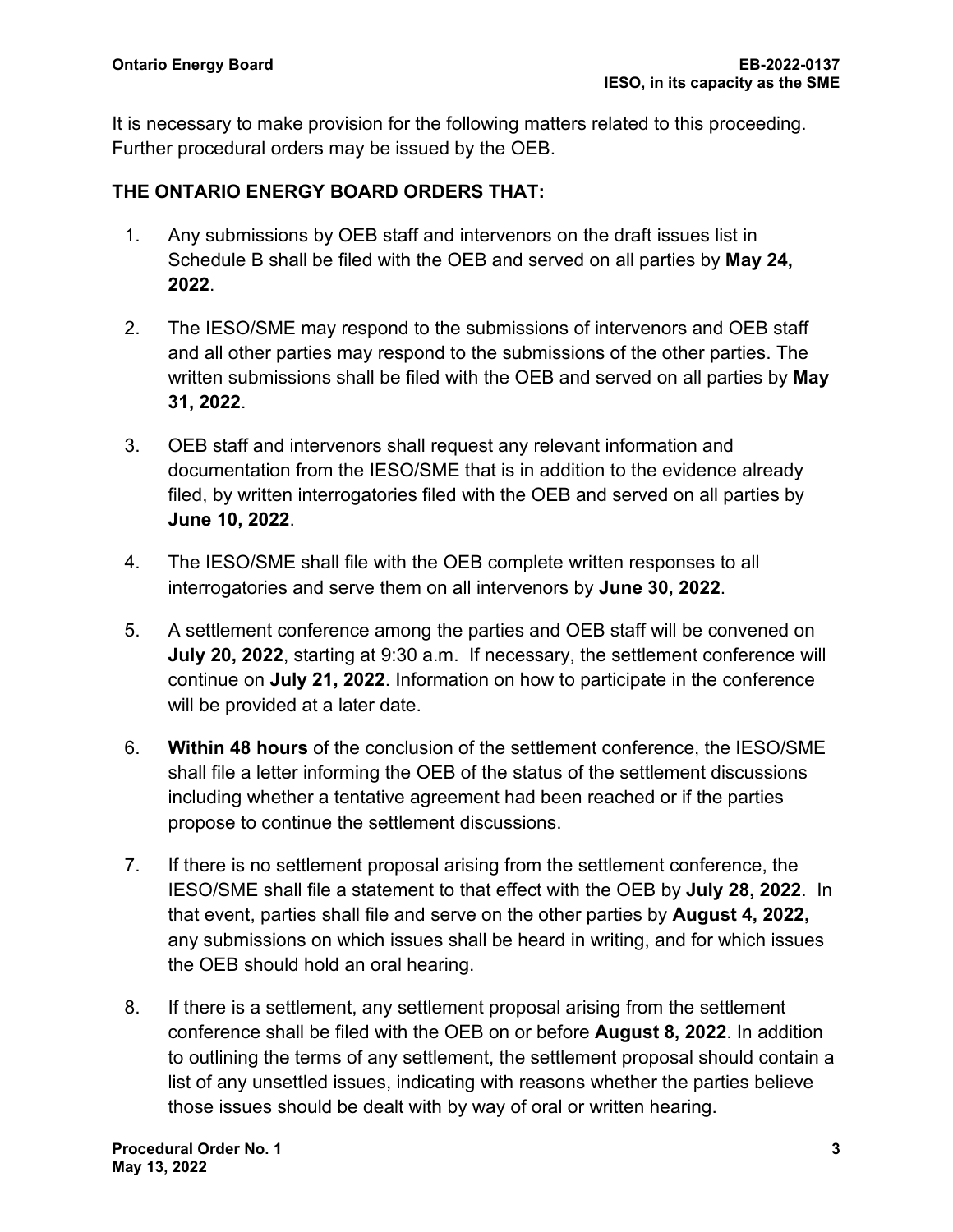It is necessary to make provision for the following matters related to this proceeding. Further procedural orders may be issued by the OEB.

**THE ONTARIO ENERGY BOARD ORDERS THAT:**

1. Any submissions by OEB staff and intervenors on the draft issues list in Schedule B shall be filed with the OEB and served on all parties by **May 24, 2022**.

2. The IESO/SME may respond to the submissions of intervenors and OEB staff and all other parties may respond to the submissions of the other parties. The written submissions shall be filed with the OEB and served on all parties by **May 31, 2022**.

3. OEB staff and intervenors shall request any relevant information and documentation from the IESO/SME that is in addition to the evidence already filed, by written interrogatories filed with the OEB and served on all parties by **June 10, 2022**.

4. The IESO/SME shall file with the OEB complete written responses to all interrogatories and serve them on all intervenors by **June 30, 2022**.

5. A settlement conference among the parties and OEB staff will be convened on **July 20, 2022**, starting at 9:30 a.m. If necessary, the settlement conference will continue on **July 21, 2022**. Information on how to participate in the conference will be provided at a later date.

6. **Within 48 hours** of the conclusion of the settlement conference, the IESO/SME shall file a letter informing the OEB of the status of the settlement discussions including whether a tentative agreement had been reached or if the parties propose to continue the settlement discussions.

7. If there is no settlement proposal arising from the settlement conference, the IESO/SME shall file a statement to that effect with the OEB by **July 28, 2022**. In that event, parties shall file and serve on the other parties by **August 4, 2022,** any submissions on which issues shall be heard in writing, and for which issues the OEB should hold an oral hearing.

8. If there is a settlement, any settlement proposal arising from the settlement conference shall be filed with the OEB on or before **August 8, 2022**. In addition to outlining the terms of any settlement, the settlement proposal should contain a list of any unsettled issues, indicating with reasons whether the parties believe those issues should be dealt with by way of oral or written hearing.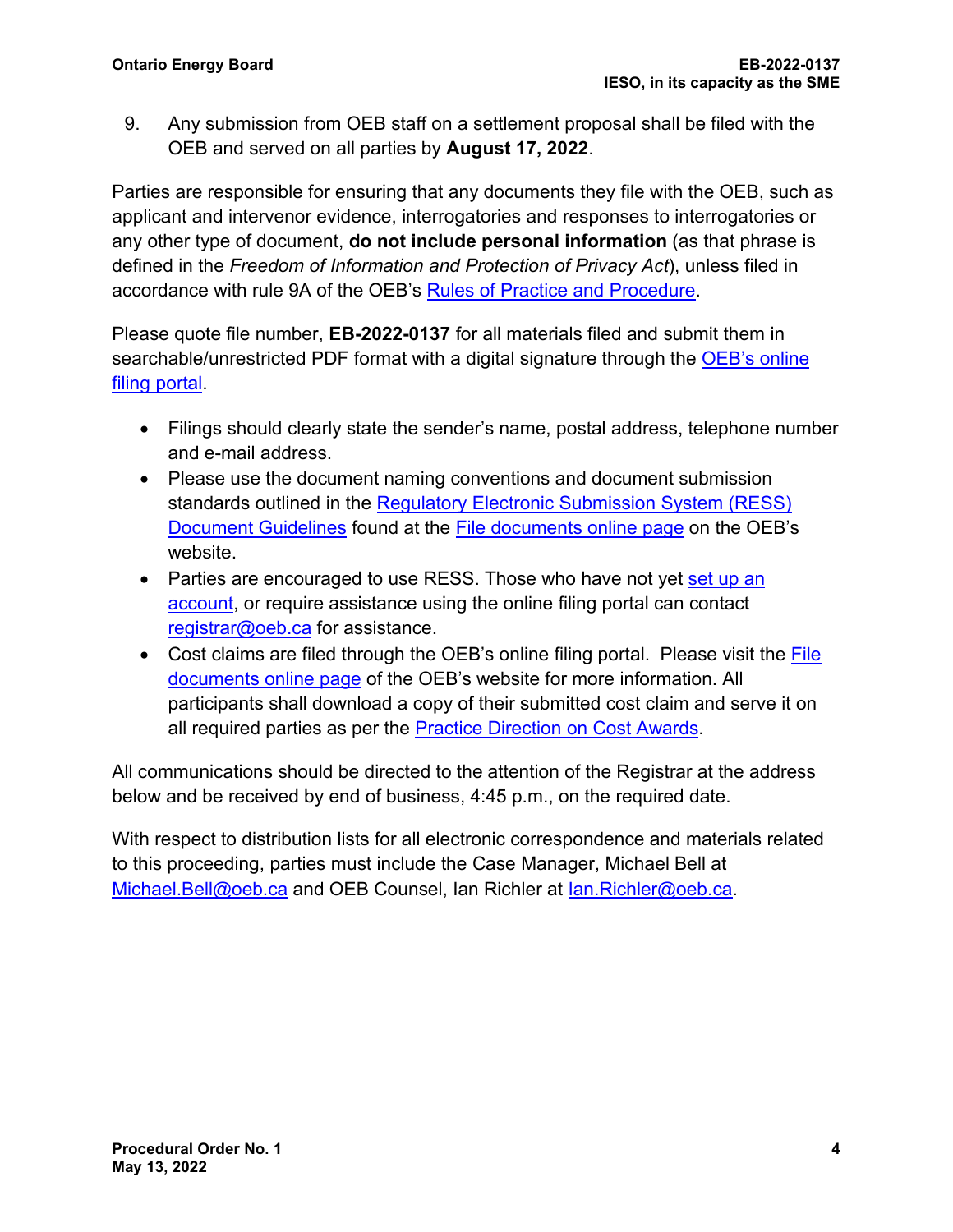9. Any submission from OEB staff on a settlement proposal shall be filed with the OEB and served on all parties by **August 17, 2022**.

Parties are responsible for ensuring that any documents they file with the OEB, such as applicant and intervenor evidence, interrogatories and responses to interrogatories or any other type of document, **do not include personal information** (as that phrase is defined in the *Freedom of Information and Protection of Privacy Act*), unless filed in accordance with rule 9A of the OEB's Rules of Practice and Procedure.

Please quote file number, **EB-2022-0137** for all materials filed and submit them in searchable/unrestricted PDF format with a digital signature through the OEB's online filing portal.

- Filings should clearly state the sender's name, postal address, telephone number and e-mail address.
- Please use the document naming conventions and document submission standards outlined in the Regulatory Electronic Submission System (RESS) Document Guidelines found at the File documents online page on the OEB's website.
- Parties are encouraged to use RESS. Those who have not yet set up an account, or require assistance using the online filing portal can contact registrar@oeb.ca for assistance.
- Cost claims are filed through the OEB's online filing portal. Please visit the File documents online page of the OEB's website for more information. All participants shall download a copy of their submitted cost claim and serve it on all required parties as per the Practice Direction on Cost Awards.

All communications should be directed to the attention of the Registrar at the address below and be received by end of business, 4:45 p.m., on the required date.

With respect to distribution lists for all electronic correspondence and materials related to this proceeding, parties must include the Case Manager, Michael Bell at Michael.Bell@oeb.ca and OEB Counsel, Ian Richler at Ian.Richler@oeb.ca.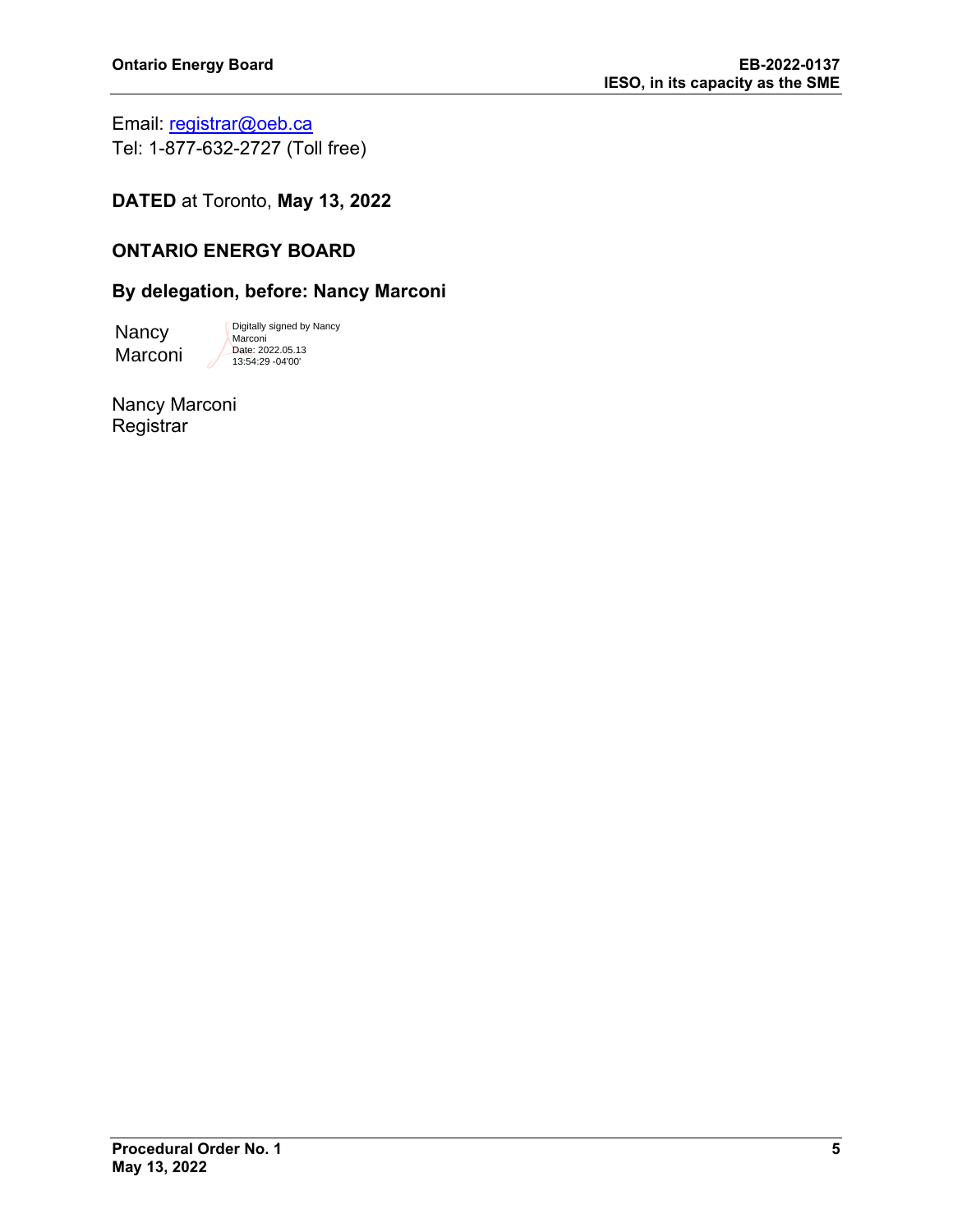Email: [registrar@oeb.ca](mailto:registrar@oeb.ca)
Tel: 1-877-632-2727 (Toll free)

**DATED** at Toronto, **May 13, 2022**

**ONTARIO ENERGY BOARD**

**By delegation, before: Nancy Marconi**

Nancy Marconi

Digitally signed by Nancy Marconi
Date: 2022.05.13 13:54:29 -04'00'

Nancy Marconi
Registrar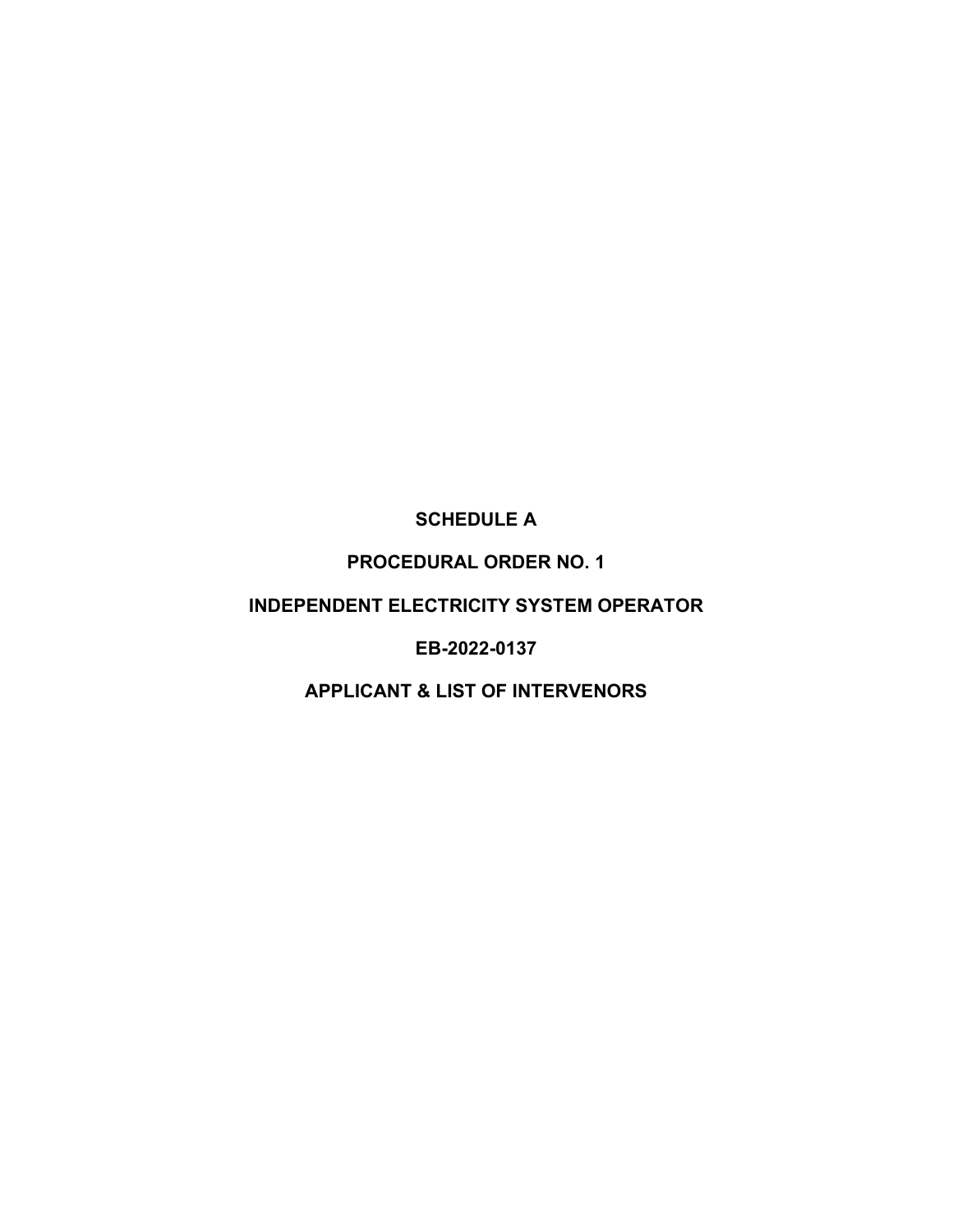**SCHEDULE A**

**PROCEDURAL ORDER NO. 1**

**INDEPENDENT ELECTRICITY SYSTEM OPERATOR**

**EB-2022-0137**

**APPLICANT & LIST OF INTERVENORS**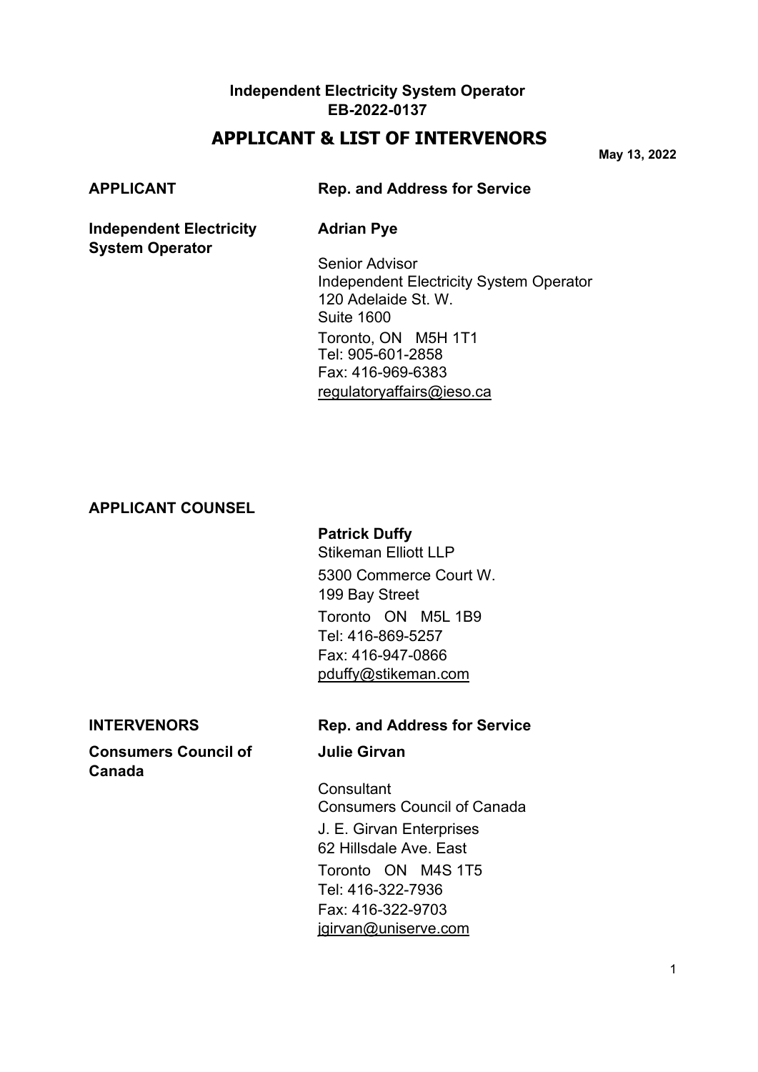**Independent Electricity System Operator**
**EB-2022-0137**

# APPLICANT & LIST OF INTERVENORS

**May 13, 2022**

| **APPLICANT** | **Rep. and Address for Service** |
|---|---|
| **Independent Electricity System Operator** | **Adrian Pye**<br><br>Senior Advisor<br>Independent Electricity System Operator<br>120 Adelaide St. W.<br>Suite 1600<br>Toronto, ON M5H 1T1<br>Tel: 905-601-2858<br>Fax: 416-969-6383<br>regulatoryaffairs@ieso.ca |
| **APPLICANT COUNSEL** | |
| | **Patrick Duffy**<br>Stikeman Elliott LLP<br>5300 Commerce Court W.<br>199 Bay Street<br>Toronto ON M5L 1B9<br>Tel: 416-869-5257<br>Fax: 416-947-0866<br>pduffy@stikeman.com |

| **INTERVENORS** | **Rep. and Address for Service** |
|---|---|
| **Consumers Council of Canada** | **Julie Girvan**<br><br>Consultant<br>Consumers Council of Canada<br>J. E. Girvan Enterprises<br>62 Hillsdale Ave. East<br>Toronto ON M4S 1T5<br>Tel: 416-322-7936<br>Fax: 416-322-9703<br>jgirvan@uniserve.com |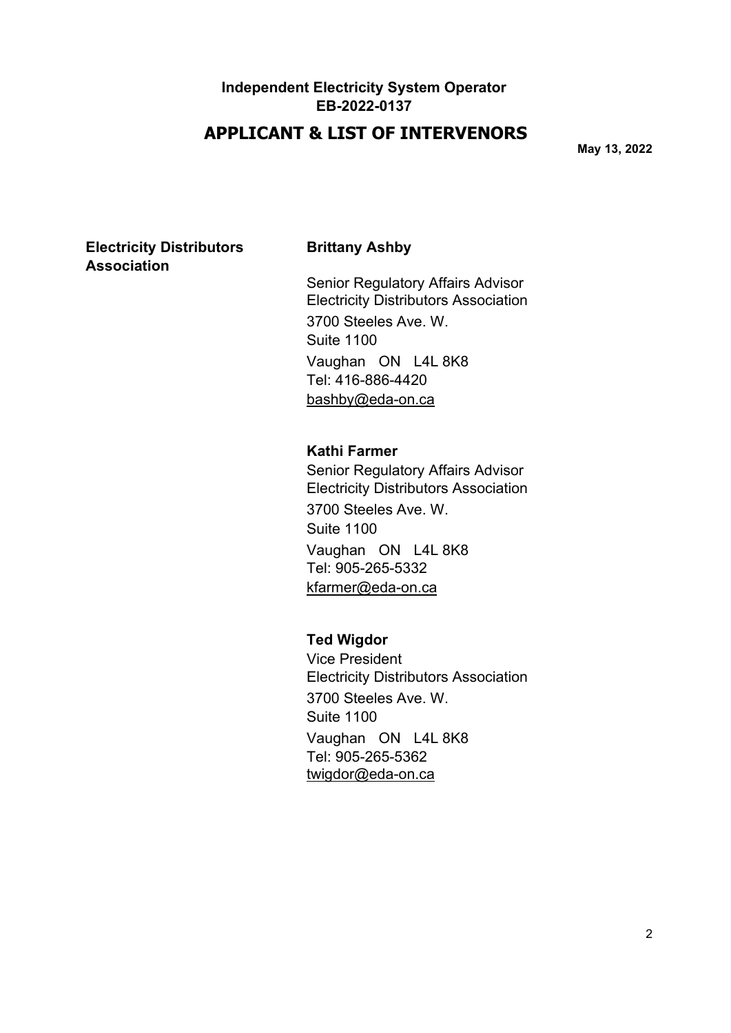**Independent Electricity System Operator**
**EB-2022-0137**

## APPLICANT & LIST OF INTERVENORS

**May 13, 2022**

| | |
|---|---|
| **Electricity Distributors Association** | **Brittany Ashby**<br><br>Senior Regulatory Affairs Advisor<br>Electricity Distributors Association<br>3700 Steeles Ave. W.<br>Suite 1100<br>Vaughan ON L4L 8K8<br>Tel: 416-886-4420<br>bashby@eda-on.ca |
| | **Kathi Farmer**<br>Senior Regulatory Affairs Advisor<br>Electricity Distributors Association<br>3700 Steeles Ave. W.<br>Suite 1100<br>Vaughan ON L4L 8K8<br>Tel: 905-265-5332<br>kfarmer@eda-on.ca |
| | **Ted Wigdor**<br>Vice President<br>Electricity Distributors Association<br>3700 Steeles Ave. W.<br>Suite 1100<br>Vaughan ON L4L 8K8<br>Tel: 905-265-5362<br>twigdor@eda-on.ca |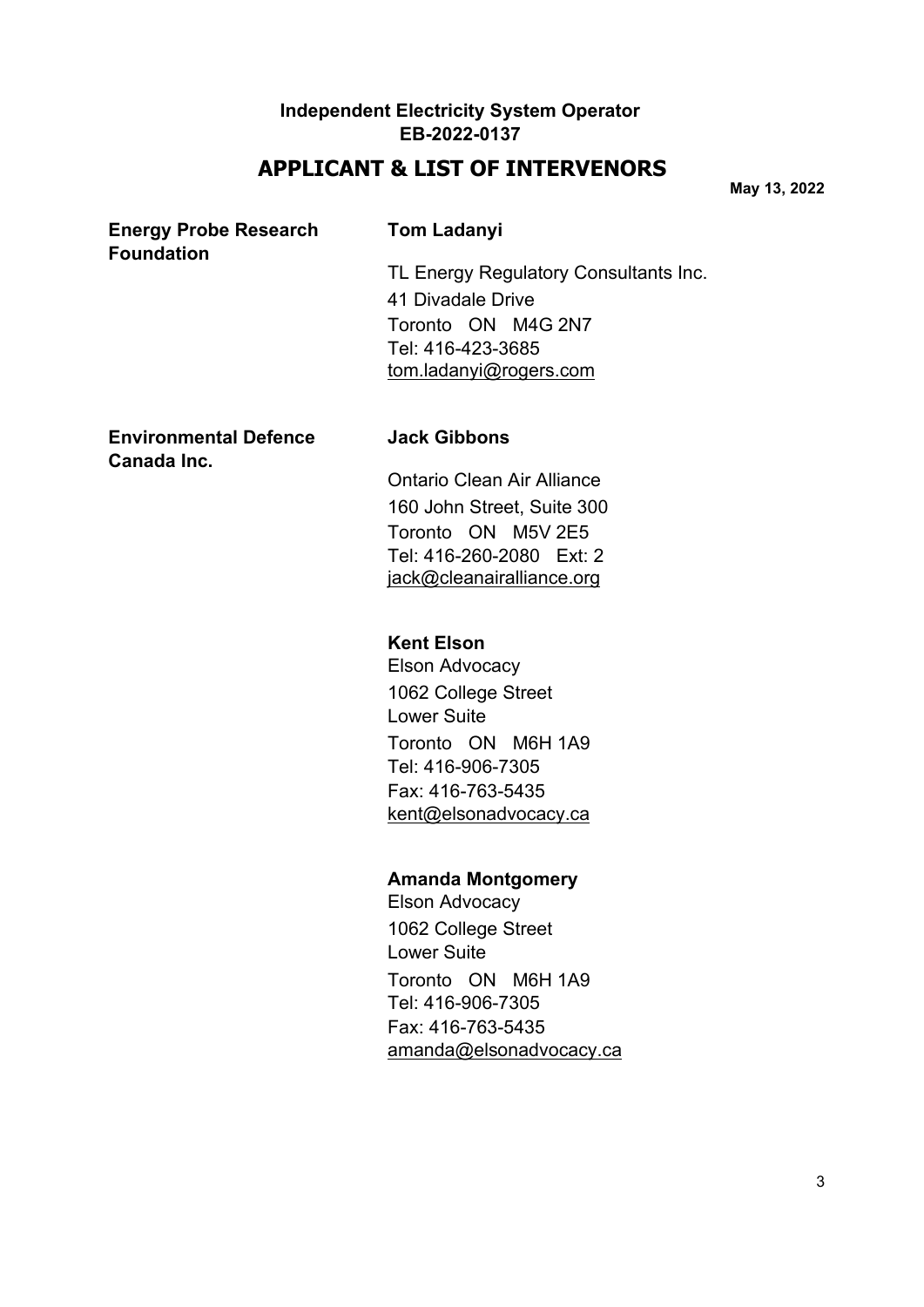**Independent Electricity System Operator**
**EB-2022-0137**

## APPLICANT & LIST OF INTERVENORS

**May 13, 2022**

| | |
|---|---|
| **Energy Probe Research Foundation** | **Tom Ladanyi**<br><br>TL Energy Regulatory Consultants Inc.<br>41 Divadale Drive<br>Toronto ON M4G 2N7<br>Tel: 416-423-3685<br>tom.ladanyi@rogers.com |
| **Environmental Defence Canada Inc.** | **Jack Gibbons**<br><br>Ontario Clean Air Alliance<br>160 John Street, Suite 300<br>Toronto ON M5V 2E5<br>Tel: 416-260-2080 Ext: 2<br>jack@cleanairalliance.org |
| | **Kent Elson**<br>Elson Advocacy<br>1062 College Street<br>Lower Suite<br>Toronto ON M6H 1A9<br>Tel: 416-906-7305<br>Fax: 416-763-5435<br>kent@elsonadvocacy.ca |
| | **Amanda Montgomery**<br>Elson Advocacy<br>1062 College Street<br>Lower Suite<br>Toronto ON M6H 1A9<br>Tel: 416-906-7305<br>Fax: 416-763-5435<br>amanda@elsonadvocacy.ca |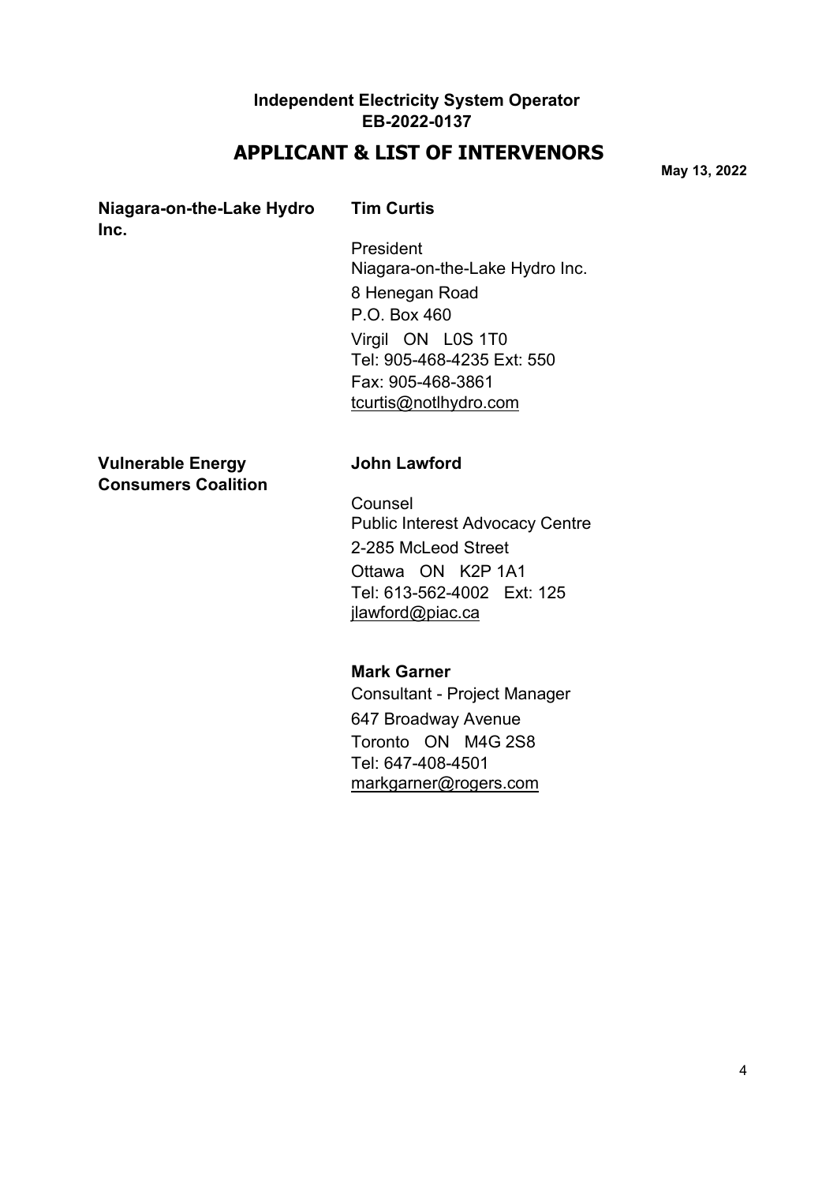**Independent Electricity System Operator**
**EB-2022-0137**

## APPLICANT & LIST OF INTERVENORS

**May 13, 2022**

| | |
|---|---|
| **Niagara-on-the-Lake Hydro Inc.** | **Tim Curtis**<br><br>President<br>Niagara-on-the-Lake Hydro Inc.<br>8 Henegan Road<br>P.O. Box 460<br>Virgil ON L0S 1T0<br>Tel: 905-468-4235 Ext: 550<br>Fax: 905-468-3861<br>tcurtis@notlhydro.com |
| **Vulnerable Energy Consumers Coalition** | **John Lawford**<br><br>Counsel<br>Public Interest Advocacy Centre<br>2-285 McLeod Street<br>Ottawa ON K2P 1A1<br>Tel: 613-562-4002 Ext: 125<br>jlawford@piac.ca<br><br>**Mark Garner**<br>Consultant - Project Manager<br>647 Broadway Avenue<br>Toronto ON M4G 2S8<br>Tel: 647-408-4501<br>markgarner@rogers.com |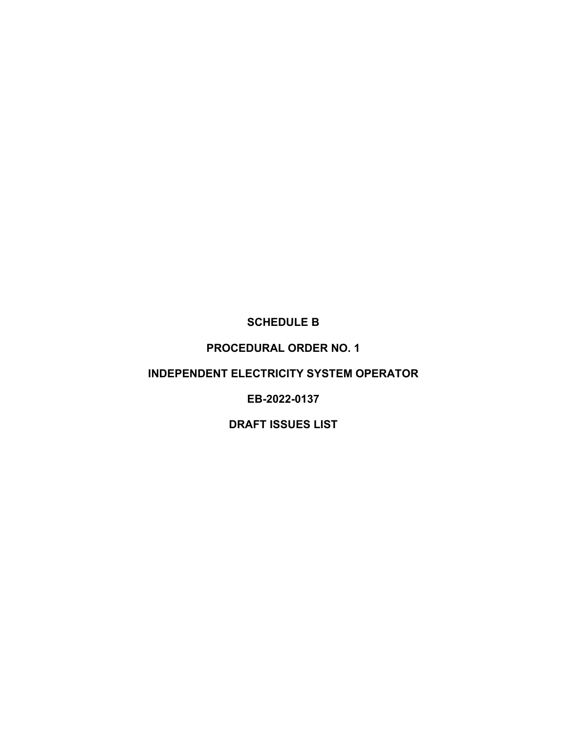**SCHEDULE B**

**PROCEDURAL ORDER NO. 1**

**INDEPENDENT ELECTRICITY SYSTEM OPERATOR**

**EB-2022-0137**

**DRAFT ISSUES LIST**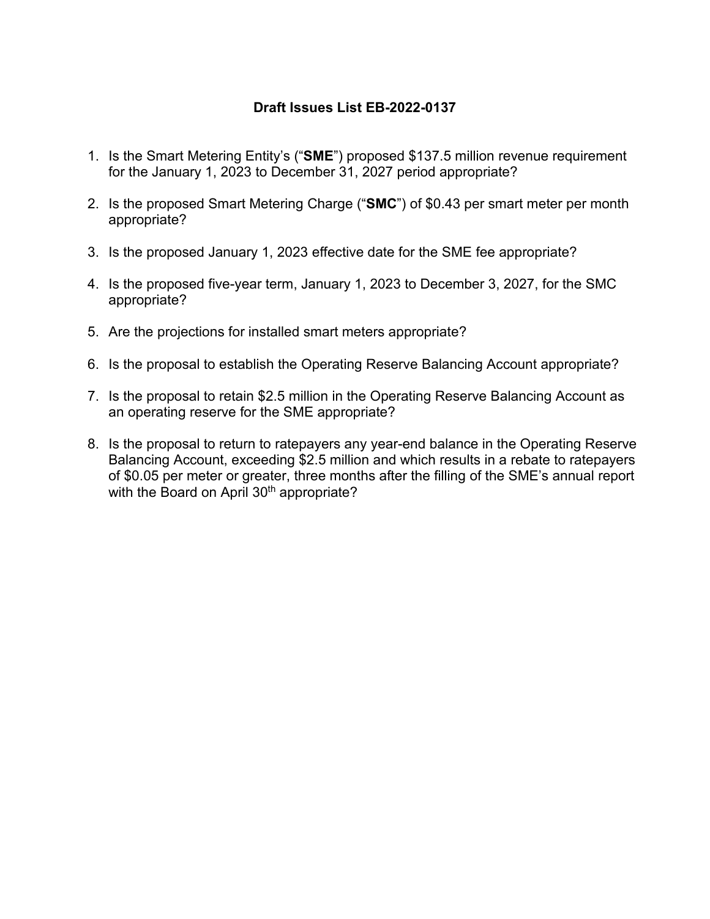**Draft Issues List EB-2022-0137**

1. Is the Smart Metering Entity's ("**SME**") proposed $137.5 million revenue requirement for the January 1, 2023 to December 31, 2027 period appropriate?

2. Is the proposed Smart Metering Charge ("**SMC**") of $0.43 per smart meter per month appropriate?

3. Is the proposed January 1, 2023 effective date for the SME fee appropriate?

4. Is the proposed five-year term, January 1, 2023 to December 3, 2027, for the SMC appropriate?

5. Are the projections for installed smart meters appropriate?

6. Is the proposal to establish the Operating Reserve Balancing Account appropriate?

7. Is the proposal to retain $2.5 million in the Operating Reserve Balancing Account as an operating reserve for the SME appropriate?

8. Is the proposal to return to ratepayers any year-end balance in the Operating Reserve Balancing Account, exceeding $2.5 million and which results in a rebate to ratepayers of $0.05 per meter or greater, three months after the filling of the SME's annual report with the Board on April 30th appropriate?